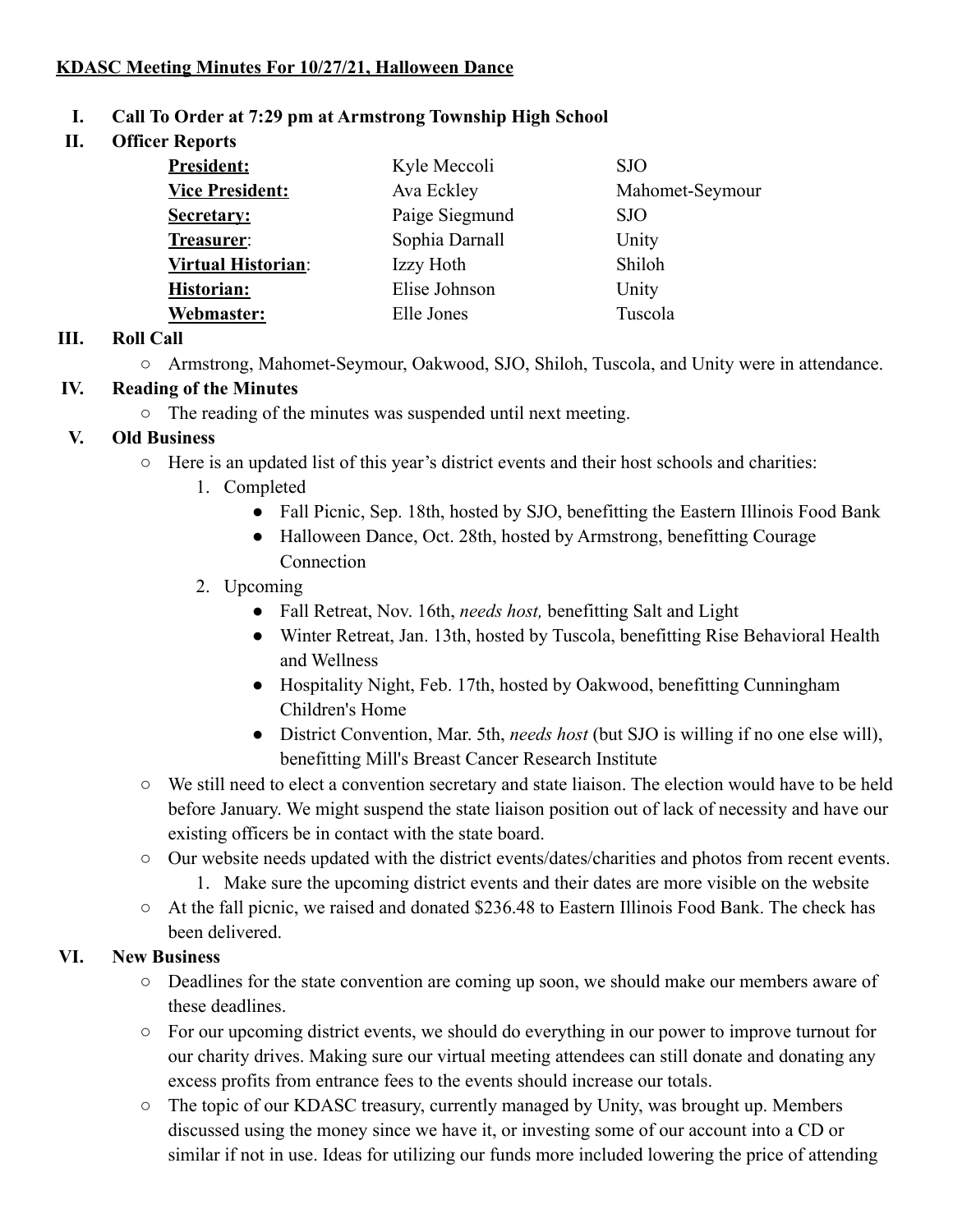**KDASC Meeting Minutes For 10/27/21, Halloween Dance**

I. **Call To Order at 7:29 pm at Armstrong Township High School**

II. **Officer Reports**

| | | |
|---|---|---|
| **President:** | Kyle Meccoli | SJO |
| **Vice President:** | Ava Eckley | Mahomet-Seymour |
| **Secretary:** | Paige Siegmund | SJO |
| **Treasurer**: | Sophia Darnall | Unity |
| **Virtual Historian**: | Izzy Hoth | Shiloh |
| **Historian:** | Elise Johnson | Unity |
| **Webmaster:** | Elle Jones | Tuscola |

III. **Roll Call**
   - Armstrong, Mahomet-Seymour, Oakwood, SJO, Shiloh, Tuscola, and Unity were in attendance.

IV. **Reading of the Minutes**
   - The reading of the minutes was suspended until next meeting.

V. **Old Business**
   - Here is an updated list of this year's district events and their host schools and charities:
     1. Completed
        - Fall Picnic, Sep. 18th, hosted by SJO, benefitting the Eastern Illinois Food Bank
        - Halloween Dance, Oct. 28th, hosted by Armstrong, benefitting Courage Connection
     2. Upcoming
        - Fall Retreat, Nov. 16th, *needs host,* benefitting Salt and Light
        - Winter Retreat, Jan. 13th, hosted by Tuscola, benefitting Rise Behavioral Health and Wellness
        - Hospitality Night, Feb. 17th, hosted by Oakwood, benefitting Cunningham Children's Home
        - District Convention, Mar. 5th, *needs host* (but SJO is willing if no one else will), benefitting Mill's Breast Cancer Research Institute
   - We still need to elect a convention secretary and state liaison. The election would have to be held before January. We might suspend the state liaison position out of lack of necessity and have our existing officers be in contact with the state board.
   - Our website needs updated with the district events/dates/charities and photos from recent events.
     1. Make sure the upcoming district events and their dates are more visible on the website
   - At the fall picnic, we raised and donated $236.48 to Eastern Illinois Food Bank. The check has been delivered.

VI. **New Business**
   - Deadlines for the state convention are coming up soon, we should make our members aware of these deadlines.
   - For our upcoming district events, we should do everything in our power to improve turnout for our charity drives. Making sure our virtual meeting attendees can still donate and donating any excess profits from entrance fees to the events should increase our totals.
   - The topic of our KDASC treasury, currently managed by Unity, was brought up. Members discussed using the money since we have it, or investing some of our account into a CD or similar if not in use. Ideas for utilizing our funds more included lowering the price of attending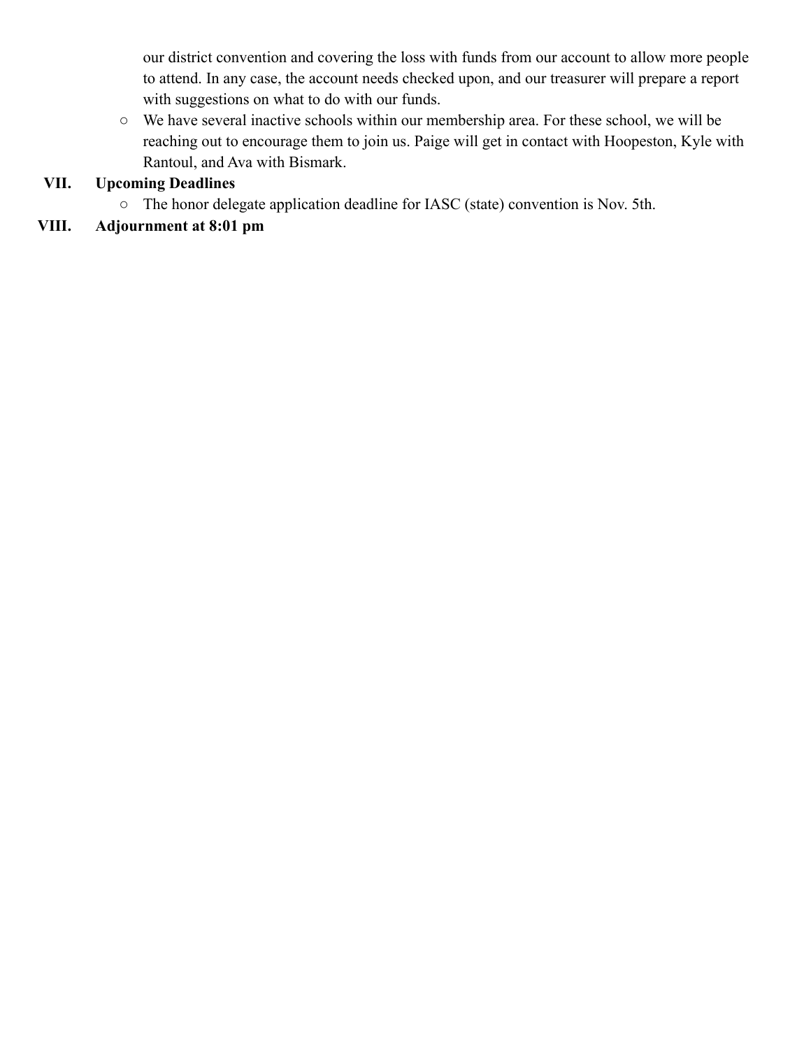our district convention and covering the loss with funds from our account to allow more people to attend. In any case, the account needs checked upon, and our treasurer will prepare a report with suggestions on what to do with our funds.

- We have several inactive schools within our membership area. For these school, we will be reaching out to encourage them to join us. Paige will get in contact with Hoopeston, Kyle with Rantoul, and Ava with Bismark.

**VII. Upcoming Deadlines**

- The honor delegate application deadline for IASC (state) convention is Nov. 5th.

**VIII. Adjournment at 8:01 pm**